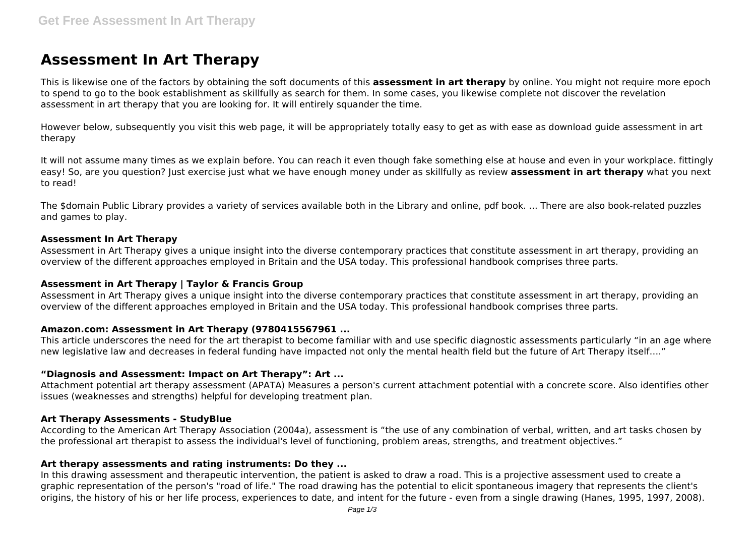# Assessment In Art Therapy

This is likewise one of the factors by obtaining the soft documents of this **assessment in art therapy** by online. You might not require more epoch to spend to go to the book establishment as skillfully as search for them. In some cases, you likewise complete not discover the revelation assessment in art therapy that you are looking for. It will entirely squander the time.

However below, subsequently you visit this web page, it will be appropriately totally easy to get as with ease as download guide assessment in art therapy

It will not assume many times as we explain before. You can reach it even though fake something else at house and even in your workplace. fittingly easy! So, are you question? Just exercise just what we have enough money under as skillfully as review **assessment in art therapy** what you next to read!

The $domain Public Library provides a variety of services available both in the Library and online, pdf book. ... There are also book-related puzzles and games to play.

### Assessment In Art Therapy

Assessment in Art Therapy gives a unique insight into the diverse contemporary practices that constitute assessment in art therapy, providing an overview of the different approaches employed in Britain and the USA today. This professional handbook comprises three parts.

### Assessment in Art Therapy | Taylor & Francis Group

Assessment in Art Therapy gives a unique insight into the diverse contemporary practices that constitute assessment in art therapy, providing an overview of the different approaches employed in Britain and the USA today. This professional handbook comprises three parts.

### Amazon.com: Assessment in Art Therapy (9780415567961 ...

This article underscores the need for the art therapist to become familiar with and use specific diagnostic assessments particularly "in an age where new legislative law and decreases in federal funding have impacted not only the mental health field but the future of Art Therapy itself...."

### "Diagnosis and Assessment: Impact on Art Therapy": Art ...

Attachment potential art therapy assessment (APATA) Measures a person's current attachment potential with a concrete score. Also identifies other issues (weaknesses and strengths) helpful for developing treatment plan.

### Art Therapy Assessments - StudyBlue

According to the American Art Therapy Association (2004a), assessment is "the use of any combination of verbal, written, and art tasks chosen by the professional art therapist to assess the individual's level of functioning, problem areas, strengths, and treatment objectives."

### Art therapy assessments and rating instruments: Do they ...

In this drawing assessment and therapeutic intervention, the patient is asked to draw a road. This is a projective assessment used to create a graphic representation of the person's "road of life." The road drawing has the potential to elicit spontaneous imagery that represents the client's origins, the history of his or her life process, experiences to date, and intent for the future - even from a single drawing (Hanes, 1995, 1997, 2008).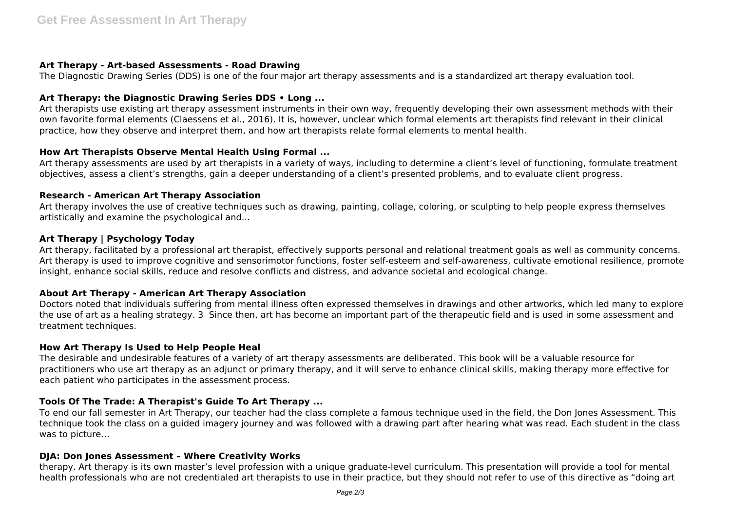### Art Therapy - Art-based Assessments - Road Drawing

The Diagnostic Drawing Series (DDS) is one of the four major art therapy assessments and is a standardized art therapy evaluation tool.

### Art Therapy: the Diagnostic Drawing Series DDS • Long ...

Art therapists use existing art therapy assessment instruments in their own way, frequently developing their own assessment methods with their own favorite formal elements (Claessens et al., 2016). It is, however, unclear which formal elements art therapists find relevant in their clinical practice, how they observe and interpret them, and how art therapists relate formal elements to mental health.

### How Art Therapists Observe Mental Health Using Formal ...

Art therapy assessments are used by art therapists in a variety of ways, including to determine a client's level of functioning, formulate treatment objectives, assess a client's strengths, gain a deeper understanding of a client's presented problems, and to evaluate client progress.

### Research - American Art Therapy Association

Art therapy involves the use of creative techniques such as drawing, painting, collage, coloring, or sculpting to help people express themselves artistically and examine the psychological and...

### Art Therapy | Psychology Today

Art therapy, facilitated by a professional art therapist, effectively supports personal and relational treatment goals as well as community concerns. Art therapy is used to improve cognitive and sensorimotor functions, foster self-esteem and self-awareness, cultivate emotional resilience, promote insight, enhance social skills, reduce and resolve conflicts and distress, and advance societal and ecological change.

### About Art Therapy - American Art Therapy Association

Doctors noted that individuals suffering from mental illness often expressed themselves in drawings and other artworks, which led many to explore the use of art as a healing strategy. 3  Since then, art has become an important part of the therapeutic field and is used in some assessment and treatment techniques.

### How Art Therapy Is Used to Help People Heal

The desirable and undesirable features of a variety of art therapy assessments are deliberated. This book will be a valuable resource for practitioners who use art therapy as an adjunct or primary therapy, and it will serve to enhance clinical skills, making therapy more effective for each patient who participates in the assessment process.

### Tools Of The Trade: A Therapist's Guide To Art Therapy ...

To end our fall semester in Art Therapy, our teacher had the class complete a famous technique used in the field, the Don Jones Assessment. This technique took the class on a guided imagery journey and was followed with a drawing part after hearing what was read. Each student in the class was to picture…

### DJA: Don Jones Assessment – Where Creativity Works

therapy. Art therapy is its own master's level profession with a unique graduate-level curriculum. This presentation will provide a tool for mental health professionals who are not credentialed art therapists to use in their practice, but they should not refer to use of this directive as "doing art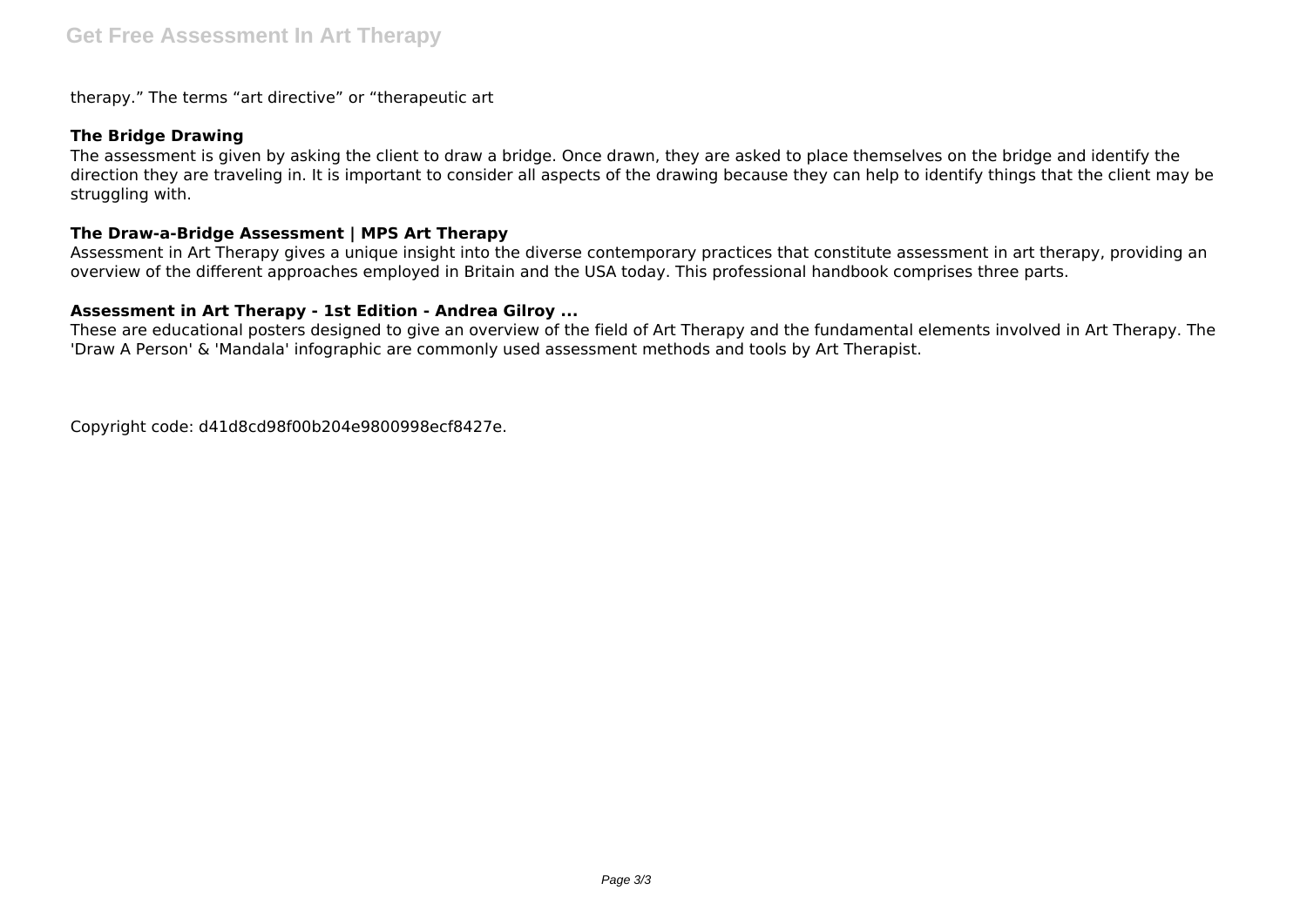therapy.” The terms “art directive” or “therapeutic art

**The Bridge Drawing**

The assessment is given by asking the client to draw a bridge. Once drawn, they are asked to place themselves on the bridge and identify the direction they are traveling in. It is important to consider all aspects of the drawing because they can help to identify things that the client may be struggling with.

**The Draw-a-Bridge Assessment | MPS Art Therapy**

Assessment in Art Therapy gives a unique insight into the diverse contemporary practices that constitute assessment in art therapy, providing an overview of the different approaches employed in Britain and the USA today. This professional handbook comprises three parts.

**Assessment in Art Therapy - 1st Edition - Andrea Gilroy ...**

These are educational posters designed to give an overview of the field of Art Therapy and the fundamental elements involved in Art Therapy. The 'Draw A Person' & 'Mandala' infographic are commonly used assessment methods and tools by Art Therapist.

Copyright code: d41d8cd98f00b204e9800998ecf8427e.